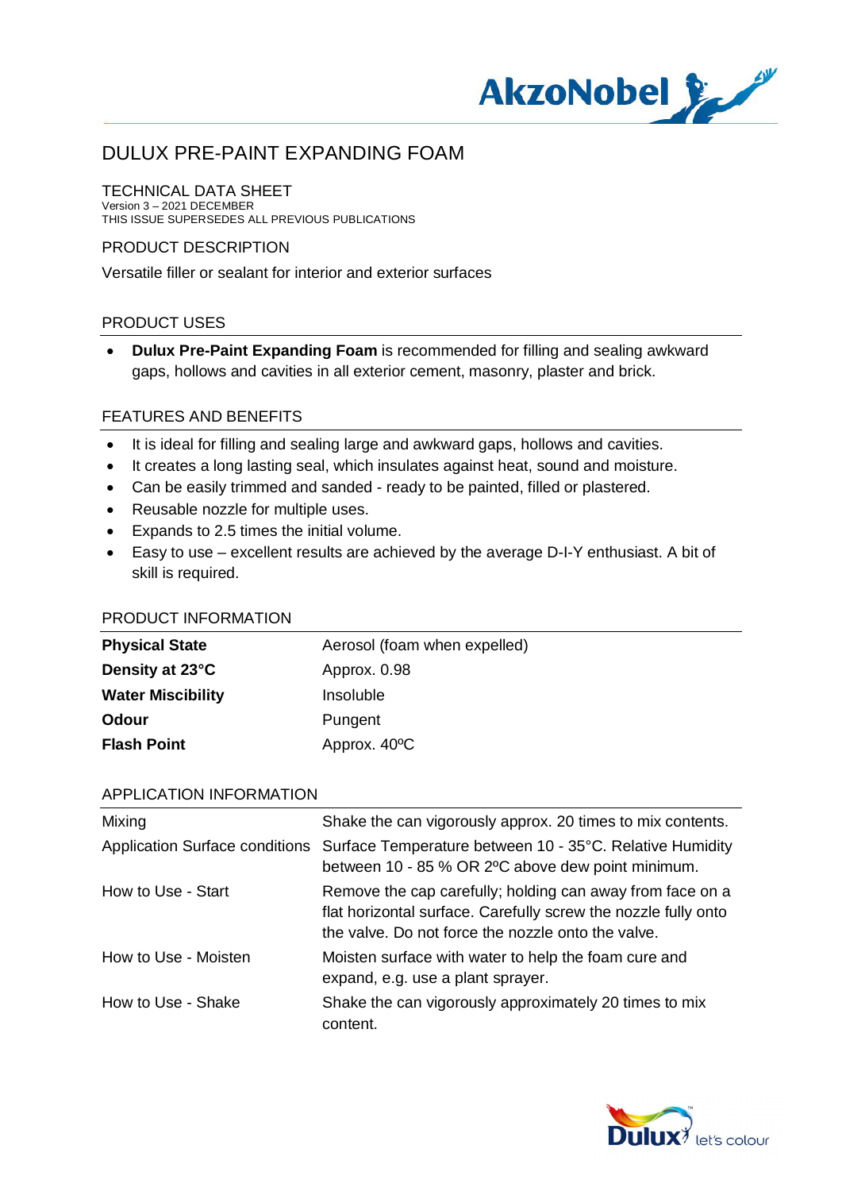# DULUX PRE-PAINT EXPANDING FOAM

TECHNICAL DATA SHEET
Version 3 – 2021 DECEMBER
THIS ISSUE SUPERSEDES ALL PREVIOUS PUBLICATIONS

## PRODUCT DESCRIPTION

Versatile filler or sealant for interior and exterior surfaces

## PRODUCT USES

- **Dulux Pre-Paint Expanding Foam** is recommended for filling and sealing awkward gaps, hollows and cavities in all exterior cement, masonry, plaster and brick.

## FEATURES AND BENEFITS

- It is ideal for filling and sealing large and awkward gaps, hollows and cavities.
- It creates a long lasting seal, which insulates against heat, sound and moisture.
- Can be easily trimmed and sanded - ready to be painted, filled or plastered.
- Reusable nozzle for multiple uses.
- Expands to 2.5 times the initial volume.
- Easy to use – excellent results are achieved by the average D-I-Y enthusiast. A bit of skill is required.

## PRODUCT INFORMATION

| | |
|---|---|
| **Physical State** | Aerosol (foam when expelled) |
| **Density at 23°C** | Approx. 0.98 |
| **Water Miscibility** | Insoluble |
| **Odour** | Pungent |
| **Flash Point** | Approx. 40ºC |

## APPLICATION INFORMATION

| | |
|---|---|
| Mixing | Shake the can vigorously approx. 20 times to mix contents. |
| Application Surface conditions | Surface Temperature between 10 - 35°C. Relative Humidity between 10 - 85 % OR 2ºC above dew point minimum. |
| How to Use - Start | Remove the cap carefully; holding can away from face on a flat horizontal surface. Carefully screw the nozzle fully onto the valve. Do not force the nozzle onto the valve. |
| How to Use - Moisten | Moisten surface with water to help the foam cure and expand, e.g. use a plant sprayer. |
| How to Use - Shake | Shake the can vigorously approximately 20 times to mix content. |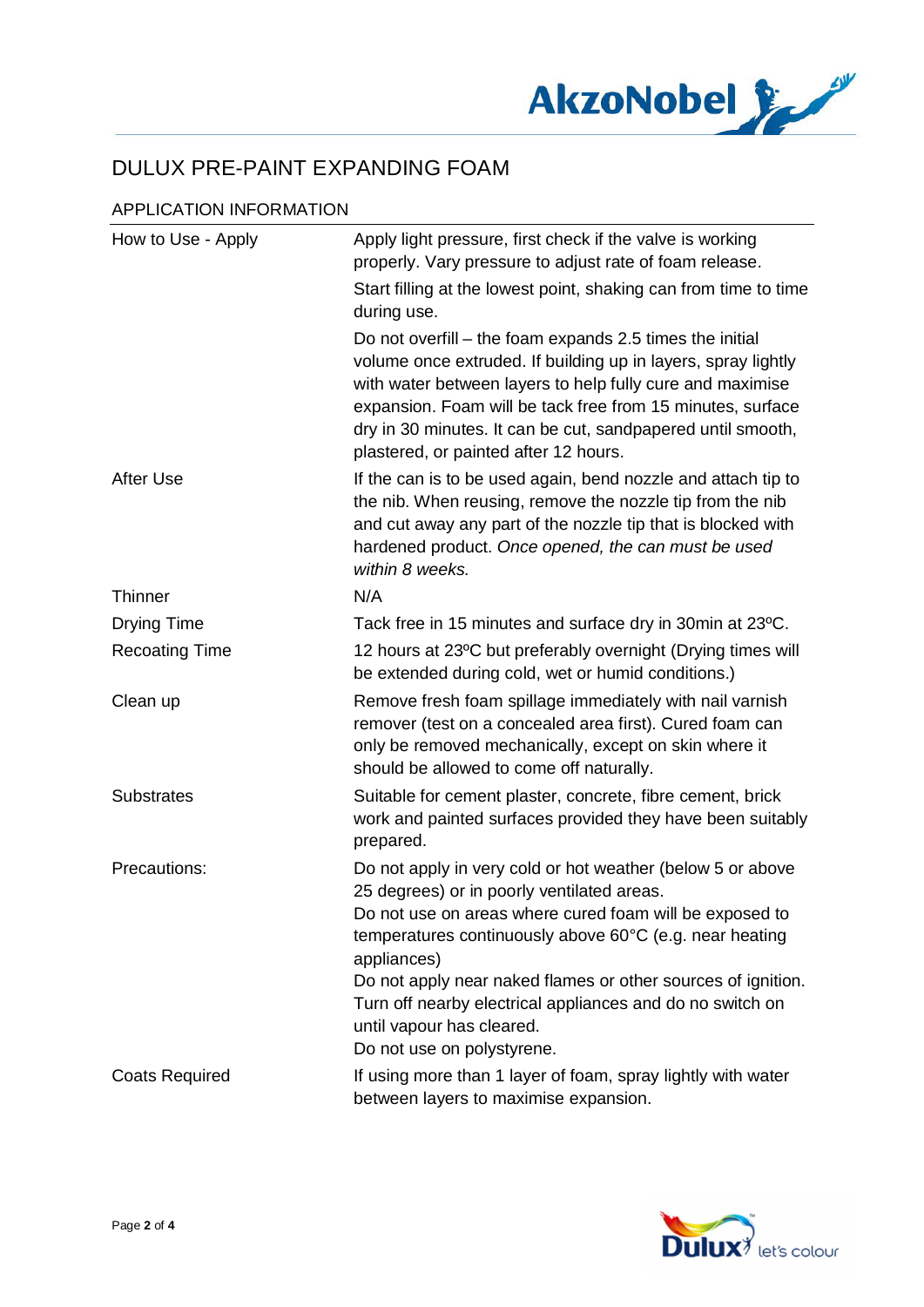# DULUX PRE-PAINT EXPANDING FOAM

## APPLICATION INFORMATION

| | |
|---|---|
| How to Use - Apply | Apply light pressure, first check if the valve is working properly. Vary pressure to adjust rate of foam release.<br>Start filling at the lowest point, shaking can from time to time during use.<br>Do not overfill – the foam expands 2.5 times the initial volume once extruded. If building up in layers, spray lightly with water between layers to help fully cure and maximise expansion. Foam will be tack free from 15 minutes, surface dry in 30 minutes. It can be cut, sandpapered until smooth, plastered, or painted after 12 hours. |
| After Use | If the can is to be used again, bend nozzle and attach tip to the nib. When reusing, remove the nozzle tip from the nib and cut away any part of the nozzle tip that is blocked with hardened product. *Once opened, the can must be used within 8 weeks.* |
| Thinner | N/A |
| Drying Time | Tack free in 15 minutes and surface dry in 30min at 23ºC. |
| Recoating Time | 12 hours at 23ºC but preferably overnight (Drying times will be extended during cold, wet or humid conditions.) |
| Clean up | Remove fresh foam spillage immediately with nail varnish remover (test on a concealed area first). Cured foam can only be removed mechanically, except on skin where it should be allowed to come off naturally. |
| Substrates | Suitable for cement plaster, concrete, fibre cement, brick work and painted surfaces provided they have been suitably prepared. |
| Precautions: | Do not apply in very cold or hot weather (below 5 or above 25 degrees) or in poorly ventilated areas.<br>Do not use on areas where cured foam will be exposed to temperatures continuously above 60°C (e.g. near heating appliances)<br>Do not apply near naked flames or other sources of ignition. Turn off nearby electrical appliances and do no switch on until vapour has cleared.<br>Do not use on polystyrene. |
| Coats Required | If using more than 1 layer of foam, spray lightly with water between layers to maximise expansion. |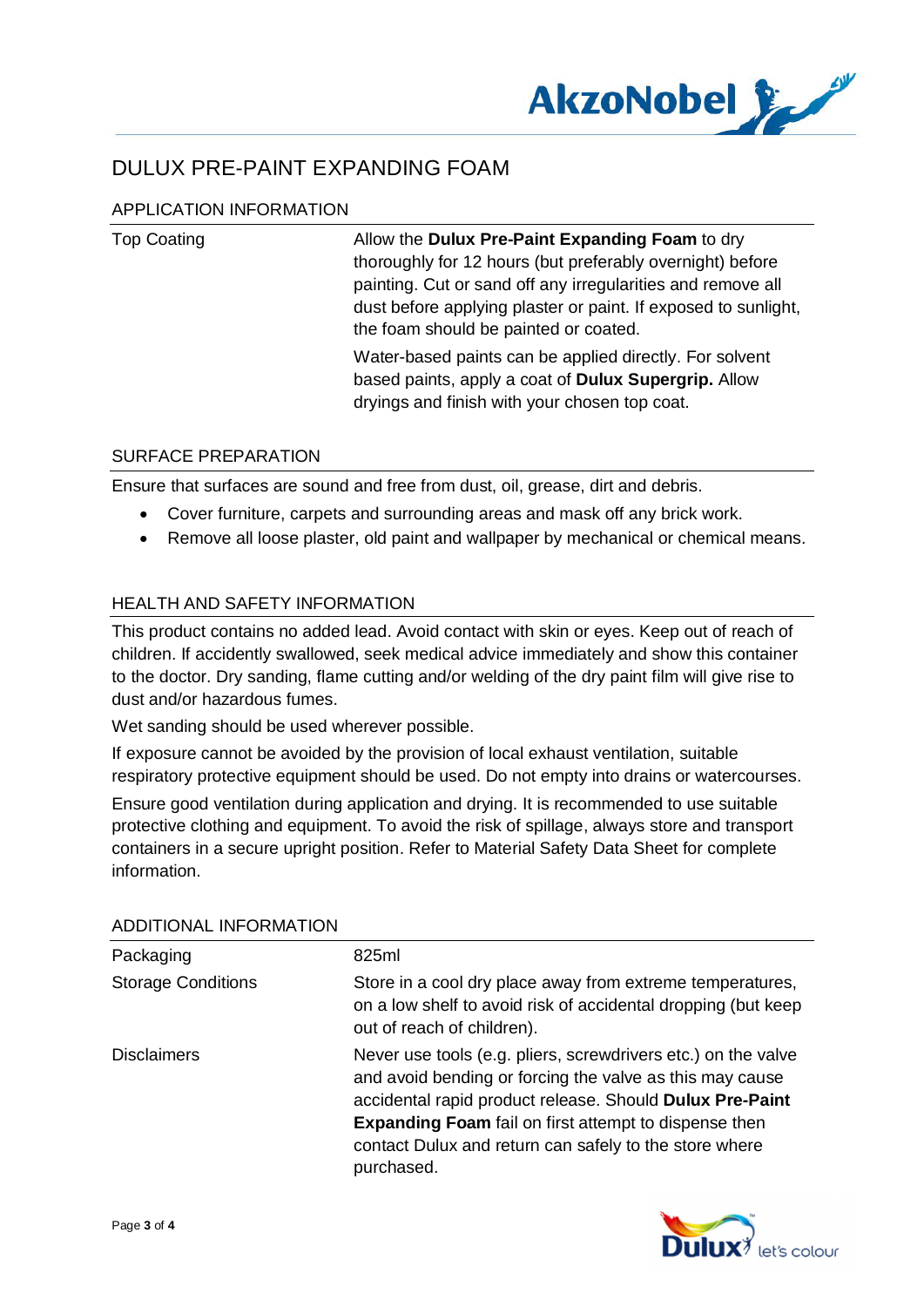# DULUX PRE-PAINT EXPANDING FOAM

## APPLICATION INFORMATION

| | |
|---|---|
| Top Coating | Allow the **Dulux Pre-Paint Expanding Foam** to dry thoroughly for 12 hours (but preferably overnight) before painting. Cut or sand off any irregularities and remove all dust before applying plaster or paint. If exposed to sunlight, the foam should be painted or coated.<br><br>Water-based paints can be applied directly. For solvent based paints, apply a coat of **Dulux Supergrip.** Allow dryings and finish with your chosen top coat. |

## SURFACE PREPARATION

Ensure that surfaces are sound and free from dust, oil, grease, dirt and debris.

- Cover furniture, carpets and surrounding areas and mask off any brick work.
- Remove all loose plaster, old paint and wallpaper by mechanical or chemical means.

## HEALTH AND SAFETY INFORMATION

This product contains no added lead. Avoid contact with skin or eyes. Keep out of reach of children. If accidently swallowed, seek medical advice immediately and show this container to the doctor. Dry sanding, flame cutting and/or welding of the dry paint film will give rise to dust and/or hazardous fumes.

Wet sanding should be used wherever possible.

If exposure cannot be avoided by the provision of local exhaust ventilation, suitable respiratory protective equipment should be used. Do not empty into drains or watercourses.

Ensure good ventilation during application and drying. It is recommended to use suitable protective clothing and equipment. To avoid the risk of spillage, always store and transport containers in a secure upright position. Refer to Material Safety Data Sheet for complete information.

## ADDITIONAL INFORMATION

| | |
|---|---|
| Packaging | 825ml |
| Storage Conditions | Store in a cool dry place away from extreme temperatures, on a low shelf to avoid risk of accidental dropping (but keep out of reach of children). |
| Disclaimers | Never use tools (e.g. pliers, screwdrivers etc.) on the valve and avoid bending or forcing the valve as this may cause accidental rapid product release. Should **Dulux Pre-Paint Expanding Foam** fail on first attempt to dispense then contact Dulux and return can safely to the store where purchased. |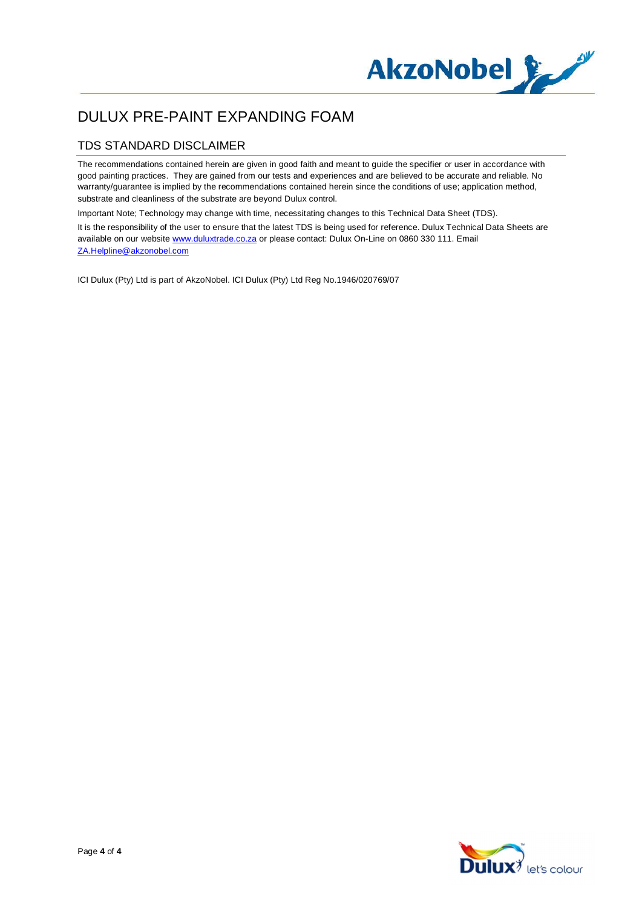# DULUX PRE-PAINT EXPANDING FOAM

## TDS STANDARD DISCLAIMER

The recommendations contained herein are given in good faith and meant to guide the specifier or user in accordance with good painting practices. They are gained from our tests and experiences and are believed to be accurate and reliable. No warranty/guarantee is implied by the recommendations contained herein since the conditions of use; application method, substrate and cleanliness of the substrate are beyond Dulux control.

Important Note; Technology may change with time, necessitating changes to this Technical Data Sheet (TDS).

It is the responsibility of the user to ensure that the latest TDS is being used for reference. Dulux Technical Data Sheets are available on our website www.duluxtrade.co.za or please contact: Dulux On-Line on 0860 330 111. Email ZA.Helpline@akzonobel.com

ICI Dulux (Pty) Ltd is part of AkzoNobel. ICI Dulux (Pty) Ltd Reg No.1946/020769/07